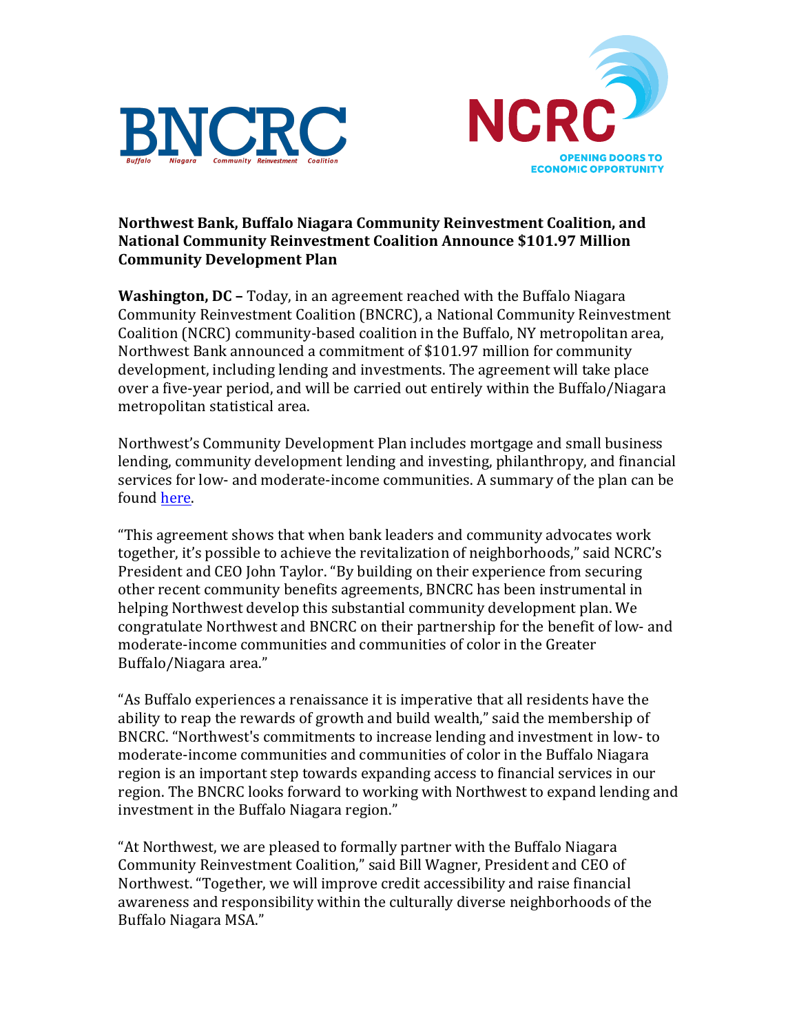**Northwest Bank, Buffalo Niagara Community Reinvestment Coalition, and National Community Reinvestment Coalition Announce $101.97 Million Community Development Plan**

**Washington, DC –** Today, in an agreement reached with the Buffalo Niagara Community Reinvestment Coalition (BNCRC), a National Community Reinvestment Coalition (NCRC) community-based coalition in the Buffalo, NY metropolitan area, Northwest Bank announced a commitment of $101.97 million for community development, including lending and investments. The agreement will take place over a five-year period, and will be carried out entirely within the Buffalo/Niagara metropolitan statistical area.

Northwest's Community Development Plan includes mortgage and small business lending, community development lending and investing, philanthropy, and financial services for low- and moderate-income communities. A summary of the plan can be found here.

"This agreement shows that when bank leaders and community advocates work together, it's possible to achieve the revitalization of neighborhoods," said NCRC's President and CEO John Taylor. "By building on their experience from securing other recent community benefits agreements, BNCRC has been instrumental in helping Northwest develop this substantial community development plan. We congratulate Northwest and BNCRC on their partnership for the benefit of low- and moderate-income communities and communities of color in the Greater Buffalo/Niagara area."

"As Buffalo experiences a renaissance it is imperative that all residents have the ability to reap the rewards of growth and build wealth," said the membership of BNCRC. "Northwest's commitments to increase lending and investment in low- to moderate-income communities and communities of color in the Buffalo Niagara region is an important step towards expanding access to financial services in our region. The BNCRC looks forward to working with Northwest to expand lending and investment in the Buffalo Niagara region."

"At Northwest, we are pleased to formally partner with the Buffalo Niagara Community Reinvestment Coalition," said Bill Wagner, President and CEO of Northwest. "Together, we will improve credit accessibility and raise financial awareness and responsibility within the culturally diverse neighborhoods of the Buffalo Niagara MSA."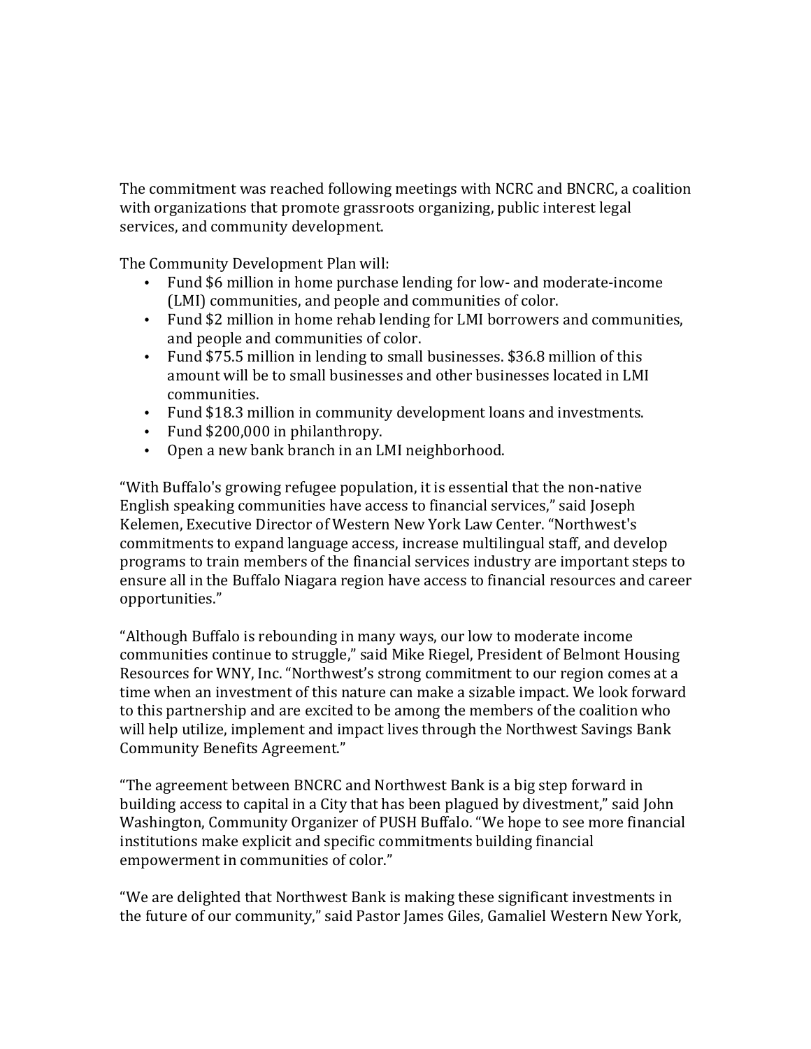The commitment was reached following meetings with NCRC and BNCRC, a coalition with organizations that promote grassroots organizing, public interest legal services, and community development.

The Community Development Plan will:

- Fund $6 million in home purchase lending for low- and moderate-income (LMI) communities, and people and communities of color.
- Fund $2 million in home rehab lending for LMI borrowers and communities, and people and communities of color.
- Fund $75.5 million in lending to small businesses. $36.8 million of this amount will be to small businesses and other businesses located in LMI communities.
- Fund $18.3 million in community development loans and investments.
- Fund $200,000 in philanthropy.
- Open a new bank branch in an LMI neighborhood.

"With Buffalo's growing refugee population, it is essential that the non-native English speaking communities have access to financial services," said Joseph Kelemen, Executive Director of Western New York Law Center. "Northwest's commitments to expand language access, increase multilingual staff, and develop programs to train members of the financial services industry are important steps to ensure all in the Buffalo Niagara region have access to financial resources and career opportunities."

"Although Buffalo is rebounding in many ways, our low to moderate income communities continue to struggle," said Mike Riegel, President of Belmont Housing Resources for WNY, Inc. "Northwest's strong commitment to our region comes at a time when an investment of this nature can make a sizable impact. We look forward to this partnership and are excited to be among the members of the coalition who will help utilize, implement and impact lives through the Northwest Savings Bank Community Benefits Agreement."

"The agreement between BNCRC and Northwest Bank is a big step forward in building access to capital in a City that has been plagued by divestment," said John Washington, Community Organizer of PUSH Buffalo. "We hope to see more financial institutions make explicit and specific commitments building financial empowerment in communities of color."

"We are delighted that Northwest Bank is making these significant investments in the future of our community," said Pastor James Giles, Gamaliel Western New York,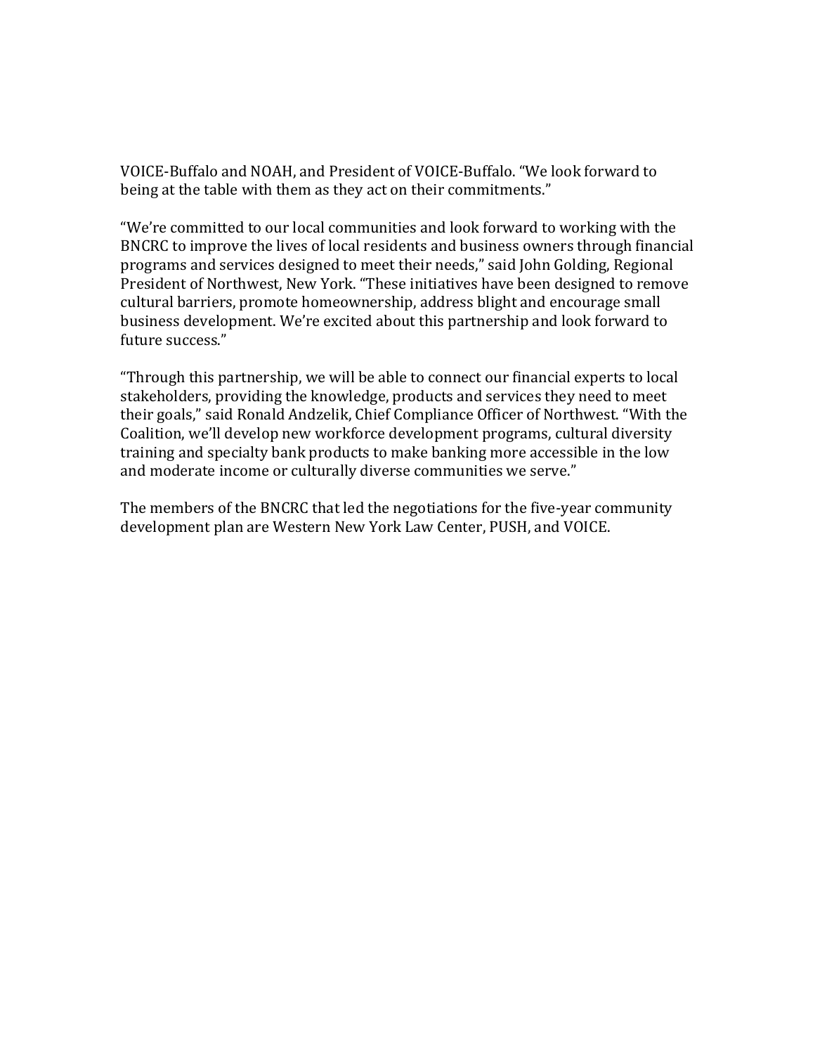VOICE-Buffalo and NOAH, and President of VOICE-Buffalo. "We look forward to being at the table with them as they act on their commitments."

"We're committed to our local communities and look forward to working with the BNCRC to improve the lives of local residents and business owners through financial programs and services designed to meet their needs," said John Golding, Regional President of Northwest, New York. "These initiatives have been designed to remove cultural barriers, promote homeownership, address blight and encourage small business development. We're excited about this partnership and look forward to future success."

"Through this partnership, we will be able to connect our financial experts to local stakeholders, providing the knowledge, products and services they need to meet their goals," said Ronald Andzelik, Chief Compliance Officer of Northwest. "With the Coalition, we'll develop new workforce development programs, cultural diversity training and specialty bank products to make banking more accessible in the low and moderate income or culturally diverse communities we serve."

The members of the BNCRC that led the negotiations for the five-year community development plan are Western New York Law Center, PUSH, and VOICE.